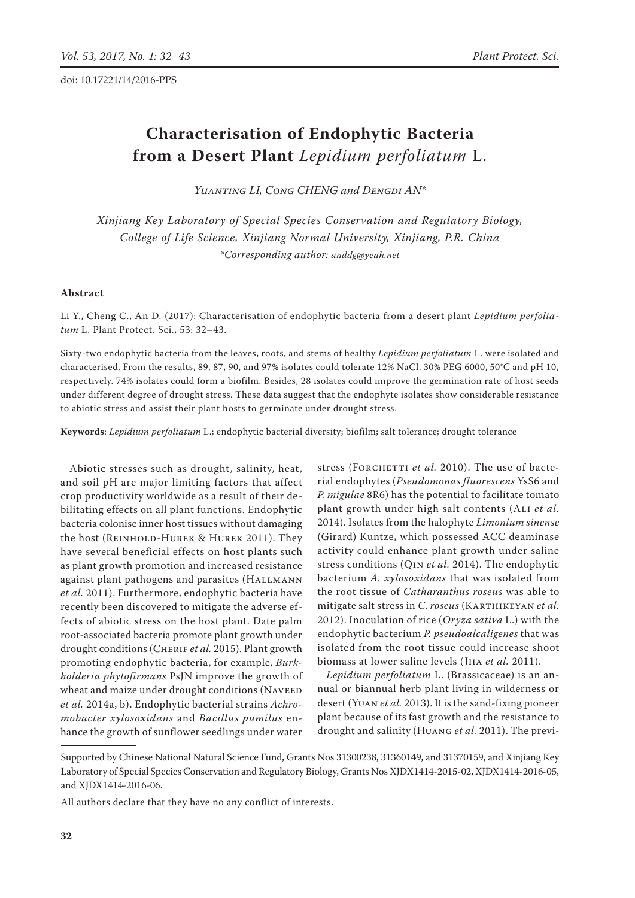doi: 10.17221/14/2016-PPS

# Characterisation of Endophytic Bacteria from a Desert Plant *Lepidium perfoliatum* L.

*Yuanting LI, Cong CHENG and Dengdi AN\**

*Xinjiang Key Laboratory of Special Species Conservation and Regulatory Biology, College of Life Science, Xinjiang Normal University, Xinjiang, P.R. China*

*\*Corresponding author: anddg@yeah.net*

## Abstract

Li Y., Cheng C., An D. (2017): Characterisation of endophytic bacteria from a desert plant *Lepidium perfoliatum* L. Plant Protect. Sci., 53: 32–43.

Sixty-two endophytic bacteria from the leaves, roots, and stems of healthy *Lepidium perfoliatum* L. were isolated and characterised. From the results, 89, 87, 90, and 97% isolates could tolerate 12% NaCl, 30% PEG 6000, 50°C and pH 10, respectively. 74% isolates could form a biofilm. Besides, 28 isolates could improve the germination rate of host seeds under different degree of drought stress. These data suggest that the endophyte isolates show considerable resistance to abiotic stress and assist their plant hosts to germinate under drought stress.

**Keywords**: *Lepidium perfoliatum* L.; endophytic bacterial diversity; biofilm; salt tolerance; drought tolerance

Abiotic stresses such as drought, salinity, heat, and soil pH are major limiting factors that affect crop productivity worldwide as a result of their debilitating effects on all plant functions. Endophytic bacteria colonise inner host tissues without damaging the host (Reinhold-Hurek & Hurek 2011). They have several beneficial effects on host plants such as plant growth promotion and increased resistance against plant pathogens and parasites (Hallmann *et al.* 2011). Furthermore, endophytic bacteria have recently been discovered to mitigate the adverse effects of abiotic stress on the host plant. Date palm root-associated bacteria promote plant growth under drought conditions (Cherif *et al.* 2015). Plant growth promoting endophytic bacteria, for example, *Burkholderia phytofirmans* PsJN improve the growth of wheat and maize under drought conditions (Naveed *et al.* 2014a, b). Endophytic bacterial strains *Achromobacter xylosoxidans* and *Bacillus pumilus* enhance the growth of sunflower seedlings under water stress (Forchetti *et al.* 2010). The use of bacterial endophytes (*Pseudomonas fluorescens* YsS6 and *P. migulae* 8R6) has the potential to facilitate tomato plant growth under high salt contents (Ali *et al.* 2014). Isolates from the halophyte *Limonium sinense* (Girard) Kuntze, which possessed ACC deaminase activity could enhance plant growth under saline stress conditions (Qin *et al.* 2014). The endophytic bacterium *A. xylosoxidans* that was isolated from the root tissue of *Catharanthus roseus* was able to mitigate salt stress in *C. roseus* (Karthikeyan *et al.* 2012). Inoculation of rice (*Oryza sativa* L.) with the endophytic bacterium *P. pseudoalcaligenes* that was isolated from the root tissue could increase shoot biomass at lower saline levels (Jha *et al.* 2011).

*Lepidium perfoliatum* L. (Brassicaceae) is an annual or biannual herb plant living in wilderness or desert (Yuan *et al.* 2013). It is the sand-fixing pioneer plant because of its fast growth and the resistance to drought and salinity (Huang *et al.* 2011). The previ-

Supported by Chinese National Natural Science Fund, Grants Nos 31300238, 31360149, and 31370159, and Xinjiang Key Laboratory of Special Species Conservation and Regulatory Biology, Grants Nos XJDX1414-2015-02, XJDX1414-2016-05, and XJDX1414-2016-06.

All authors declare that they have no any conflict of interests.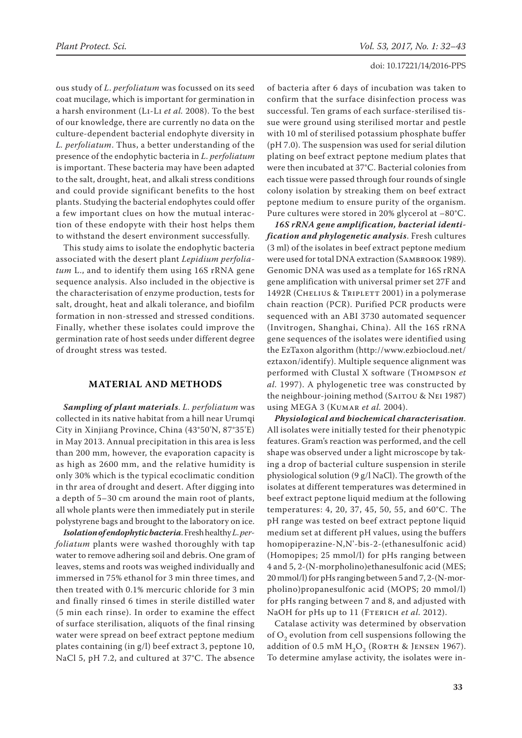ous study of *L. perfoliatum* was focussed on its seed coat mucilage, which is important for germination in a harsh environment (Li-Li *et al.* 2008). To the best of our knowledge, there are currently no data on the culture-dependent bacterial endophyte diversity in *L. perfoliatum*. Thus, a better understanding of the presence of the endophytic bacteria in *L. perfoliatum* is important. These bacteria may have been adapted to the salt, drought, heat, and alkali stress conditions and could provide significant benefits to the host plants. Studying the bacterial endophytes could offer a few important clues on how the mutual interaction of these endopyte with their host helps them to withstand the desert environment successfully.

This study aims to isolate the endophytic bacteria associated with the desert plant *Lepidium perfoliatum* L., and to identify them using 16S rRNA gene sequence analysis. Also included in the objective is the characterisation of enzyme production, tests for salt, drought, heat and alkali tolerance, and biofilm formation in non-stressed and stressed conditions. Finally, whether these isolates could improve the germination rate of host seeds under different degree of drought stress was tested.

## MATERIAL AND METHODS

***Sampling of plant materials***. *L. perfoliatum* was collected in its native habitat from a hill near Urumqi City in Xinjiang Province, China (43°50'N, 87°35'E) in May 2013. Annual precipitation in this area is less than 200 mm, however, the evaporation capacity is as high as 2600 mm, and the relative humidity is only 30% which is the typical ecoclimatic condition in thr area of drought and desert. After digging into a depth of 5–30 cm around the main root of plants, all whole plants were then immediately put in sterile polystyrene bags and brought to the laboratory on ice.

***Isolation of endophytic bacteria***. Fresh healthy *L. perfoliatum* plants were washed thoroughly with tap water to remove adhering soil and debris. One gram of leaves, stems and roots was weighed individually and immersed in 75% ethanol for 3 min three times, and then treated with 0.1% mercuric chloride for 3 min and finally rinsed 6 times in sterile distilled water (5 min each rinse). In order to examine the effect of surface sterilisation, aliquots of the final rinsing water were spread on beef extract peptone medium plates containing (in g/l) beef extract 3, peptone 10, NaCl 5, pH 7.2, and cultured at 37°C. The absence of bacteria after 6 days of incubation was taken to confirm that the surface disinfection process was successful. Ten grams of each surface-sterilised tissue were ground using sterilised mortar and pestle with 10 ml of sterilised potassium phosphate buffer (pH 7.0). The suspension was used for serial dilution plating on beef extract peptone medium plates that were then incubated at 37°C. Bacterial colonies from each tissue were passed through four rounds of single colony isolation by streaking them on beef extract peptone medium to ensure purity of the organism. Pure cultures were stored in 20% glycerol at –80°C.

***16S rRNA gene amplification, bacterial identification and phylogenetic analysis***. Fresh cultures (3 ml) of the isolates in beef extract peptone medium were used for total DNA extraction (Sambrook 1989). Genomic DNA was used as a template for 16S rRNA gene amplification with universal primer set 27F and 1492R (Chelius & Triplett 2001) in a polymerase chain reaction (PCR). Purified PCR products were sequenced with an ABI 3730 automated sequencer (Invitrogen, Shanghai, China). All the 16S rRNA gene sequences of the isolates were identified using the EzTaxon algorithm (http://www.ezbiocloud.net/eztaxon/identify). Multiple sequence alignment was performed with Clustal X software (Thompson *et al.* 1997). A phylogenetic tree was constructed by the neighbour-joining method (Saitou & Nei 1987) using MEGA 3 (Kumar *et al.* 2004).

***Physiological and biochemical characterisation***. All isolates were initially tested for their phenotypic features. Gram's reaction was performed, and the cell shape was observed under a light microscope by taking a drop of bacterial culture suspension in sterile physiological solution (9 g/l NaCl). The growth of the isolates at different temperatures was determined in beef extract peptone liquid medium at the following temperatures: 4, 20, 37, 45, 50, 55, and 60°C. The pH range was tested on beef extract peptone liquid medium set at different pH values, using the buffers homopiperazine-N,N'-bis-2-(ethanesulfonic acid) (Homopipes; 25 mmol/l) for pHs ranging between 4 and 5, 2-(N-morpholino)ethanesulfonic acid (MES; 20 mmol/l) for pHs ranging between 5 and 7, 2-(N-morpholino)propanesulfonic acid (MOPS; 20 mmol/l) for pHs ranging between 7 and 8, and adjusted with NaOH for pHs up to 11 (Fterich *et al.* 2012).

Catalase activity was determined by observation of $O_2$ evolution from cell suspensions following the addition of 0.5 mM $H_2O_2$ (Rorth & Jensen 1967). To determine amylase activity, the isolates were in-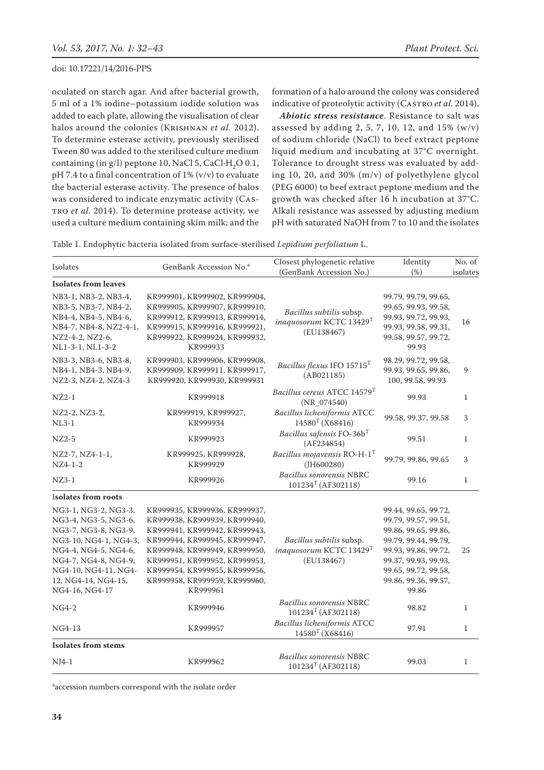oculated on starch agar. And after bacterial growth, 5 ml of a 1% iodine–potassium iodide solution was added to each plate, allowing the visualisation of clear halos around the colonies (Krishnan *et al.* 2012). To determine esterase activity, previously sterilised Tween 80 was added to the sterilised culture medium containing (in g/l) peptone 10, NaCl 5, $CaCl \cdot H_2O$ 0.1, pH 7.4 to a final concentration of 1% (v/v) to evaluate the bacterial esterase activity. The presence of halos was considered to indicate enzymatic activity (Castro *et al.* 2014). To determine protease activity, we used a culture medium containing skim milk; and the formation of a halo around the colony was considered indicative of proteolytic activity (Castro *et al.* 2014).

***Abiotic stress resistance***. Resistance to salt was assessed by adding 2, 5, 7, 10, 12, and 15% (w/v) of sodium chloride (NaCl) to beef extract peptone liquid medium and incubating at 37°C overnight. Tolerance to drought stress was evaluated by adding 10, 20, and 30% (m/v) of polyethylene glycol (PEG 6000) to beef extract peptone medium and the growth was checked after 16 h incubation at 37°C. Alkali resistance was assessed by adjusting medium pH with saturated NaOH from 7 to 10 and the isolates

Table 1. Endophytic bacteria isolated from surface-sterilised *Lepidium perfoliatum* L.

| Isolates | GenBank Accession No.[a] | Closest phylogenetic relative (GenBank Accession No.) | Identity (%) | No. of isolates |
|---|---|---|---|---|
| **Isolates from leaves** | | | | |
| NB3-1, NB3-2, NB3-4, NB3-5, NB3-7, NB4-2, NB4-4, NB4-5, NB4-6, NB4-7, NB4-8, NZ2-4-1, NZ2-4-2, NZ2-6, NL1-3-1, NL1-3-2 | KR999901, KR999902, KR999904, KR999905, KR999907, KR999910, KR999912, KR999913, KR999914, KR999915, KR999916, KR999921, KR999922, KR999924, KR999932, KR999933 | *Bacillus subtilis* subsp. *inaquosorum* KCTC 13429[T] (EU138467) | 99.79, 99.79, 99.65, 99.65, 99.93, 99.58, 99.93, 99.72, 99.93, 99.93, 99.58, 99.31, 99.58, 99.57, 99.72, 99.93 | 16 |
| NB3-3, NB3-6, NB3-8, NB4-1, NB4-3, NB4-9, NZ2-3, NZ4-2, NZ4-3 | KR999903, KR999906, KR999908, KR999909, KR999911, KR999917, KR999920, KR999930, KR999931 | *Bacillus flexus* IFO 15715[T] (AB021185) | 98.29, 99.72, 99.58, 99.93, 99.65, 99.86, 100, 99.58, 99.93 | 9 |
| NZ2-1 | KR999918 | *Bacillus cereus* ATCC 14579[T] (NR_074540) | 99.93 | 1 |
| NZ2-2, NZ3-2, NL3-1 | KR999919, KR999927, KR999934 | *Bacillus licheniformis* ATCC 14580[T] (X68416) | 99.58, 99.37, 99.58 | 3 |
| NZ2-5 | KR999923 | *Bacillus safensis* FO-36b[T] (AF234854) | 99.51 | 1 |
| NZ2-7, NZ4-1-1, NZ4-1-2 | KR999925, KR999928, KR999929 | *Bacillus mojavensis* RO-H-1[T] (JH600280) | 99.79, 99.86, 99.65 | 3 |
| NZ3-1 | KR999926 | *Bacillus sonorensis* NBRC 101234[T] (AF302118) | 99.16 | 1 |
| **Isolates from roots** | | | | |
| NG3-1, NG3-2, NG3-3, NG3-4, NG3-5, NG3-6, NG3-7, NG3-8, NG3-9, NG3-10, NG4-1, NG4-3, NG4-4, NG4-5, NG4-6, NG4-7, NG4-8, NG4-9, NG4-10, NG4-11, NG4-12, NG4-14, NG4-15, NG4-16, NG4-17 | KR999935, KR999936, KR999937, KR999938, KR999939, KR999940, KR999941, KR999942, KR999943, KR999944, KR999945, KR999947, KR999948, KR999949, KR999950, KR999951, KR999952, KR999953, KR999954, KR999955, KR999956, KR999958, KR999959, KR999960, KR999961 | *Bacillus subtilis* subsp. *inaquosorum* KCTC 13429[T] (EU138467) | 99.44, 99.65, 99.72, 99.79, 99.57, 99.51, 99.86, 99.65, 99.86, 99.79, 99.44, 99.79, 99.93, 99.86, 99.72, 99.37, 99.93, 99.93, 99.65, 99.72, 99.58, 99.86, 99.36, 99.57, 99.86 | 25 |
| NG4-2 | KR999946 | *Bacillus sonorensis* NBRC 101234[T] (AF302118) | 98.82 | 1 |
| NG4-13 | KR999957 | *Bacillus licheniformis* ATCC 14580[T] (X68416) | 97.91 | 1 |
| **Isolates from stems** | | | | |
| NJ4-1 | KR999962 | *Bacillus sonorensis* NBRC 101234[T] (AF302118) | 99.03 | 1 |

[a]accession numbers correspond with the isolate order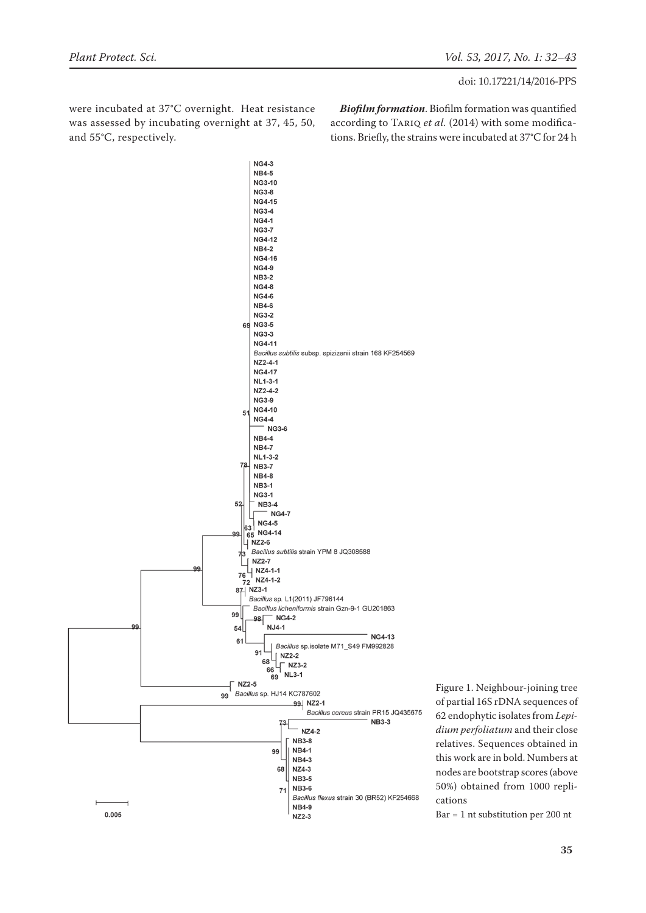were incubated at 37°C overnight. Heat resistance was assessed by incubating overnight at 37, 45, 50, and 55°C, respectively.

***Biofilm formation***. Biofilm formation was quantified according to Tariq *et al.* (2014) with some modifications. Briefly, the strains were incubated at 37°C for 24 h

Figure 1. Neighbour-joining tree of partial 16S rDNA sequences of 62 endophytic isolates from *Lepidium perfoliatum* and their close relatives. Sequences obtained in this work are in bold. Numbers at nodes are bootstrap scores (above 50%) obtained from 1000 replications

Bar = 1 nt substitution per 200 nt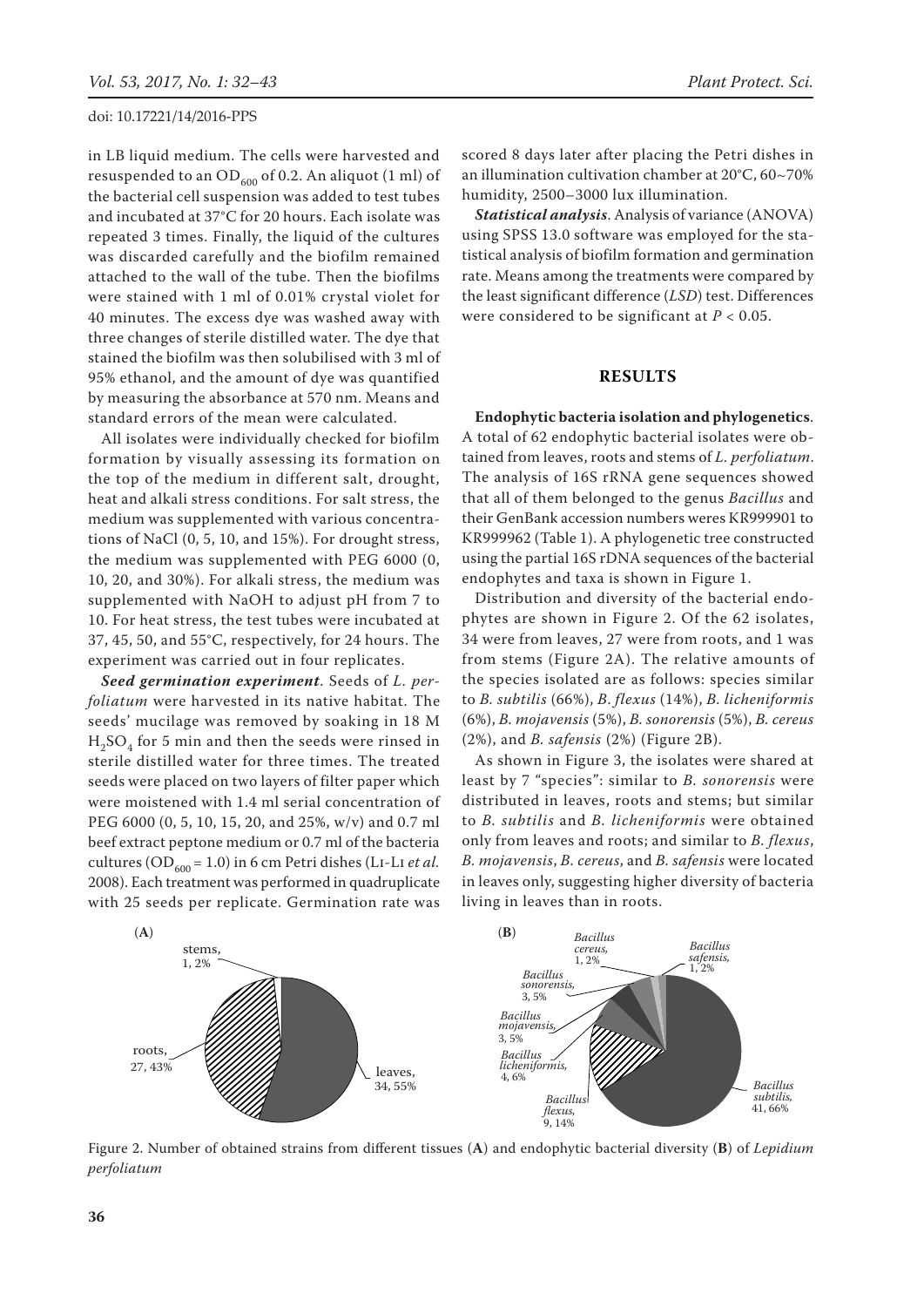in LB liquid medium. The cells were harvested and resuspended to an $OD_{600}$ of 0.2. An aliquot (1 ml) of the bacterial cell suspension was added to test tubes and incubated at 37°C for 20 hours. Each isolate was repeated 3 times. Finally, the liquid of the cultures was discarded carefully and the biofilm remained attached to the wall of the tube. Then the biofilms were stained with 1 ml of 0.01% crystal violet for 40 minutes. The excess dye was washed away with three changes of sterile distilled water. The dye that stained the biofilm was then solubilised with 3 ml of 95% ethanol, and the amount of dye was quantified by measuring the absorbance at 570 nm. Means and standard errors of the mean were calculated.

All isolates were individually checked for biofilm formation by visually assessing its formation on the top of the medium in different salt, drought, heat and alkali stress conditions. For salt stress, the medium was supplemented with various concentrations of NaCl (0, 5, 10, and 15%). For drought stress, the medium was supplemented with PEG 6000 (0, 10, 20, and 30%). For alkali stress, the medium was supplemented with NaOH to adjust pH from 7 to 10. For heat stress, the test tubes were incubated at 37, 45, 50, and 55°C, respectively, for 24 hours. The experiment was carried out in four replicates.

***Seed germination experiment***. Seeds of *L. perfoliatum* were harvested in its native habitat. The seeds' mucilage was removed by soaking in 18 M $H_2SO_4$ for 5 min and then the seeds were rinsed in sterile distilled water for three times. The treated seeds were placed on two layers of filter paper which were moistened with 1.4 ml serial concentration of PEG 6000 (0, 5, 10, 15, 20, and 25%, w/v) and 0.7 ml beef extract peptone medium or 0.7 ml of the bacteria cultures ($OD_{600}$ = 1.0) in 6 cm Petri dishes (Li-Li *et al.* 2008). Each treatment was performed in quadruplicate with 25 seeds per replicate. Germination rate was scored 8 days later after placing the Petri dishes in an illumination cultivation chamber at 20°C, 60~70% humidity, 2500–3000 lux illumination.

***Statistical analysis***. Analysis of variance (ANOVA) using SPSS 13.0 software was employed for the statistical analysis of biofilm formation and germination rate. Means among the treatments were compared by the least significant difference (*LSD*) test. Differences were considered to be significant at $P < 0.05$.

## RESULTS

**Endophytic bacteria isolation and phylogenetics**. A total of 62 endophytic bacterial isolates were obtained from leaves, roots and stems of *L. perfoliatum*. The analysis of 16S rRNA gene sequences showed that all of them belonged to the genus *Bacillus* and their GenBank accession numbers weres KR999901 to KR999962 (Table 1). A phylogenetic tree constructed using the partial 16S rDNA sequences of the bacterial endophytes and taxa is shown in Figure 1.

Distribution and diversity of the bacterial endophytes are shown in Figure 2. Of the 62 isolates, 34 were from leaves, 27 were from roots, and 1 was from stems (Figure 2A). The relative amounts of the species isolated are as follows: species similar to *B. subtilis* (66%), *B. flexus* (14%), *B. licheniformis* (6%), *B. mojavensis* (5%), *B. sonorensis* (5%), *B. cereus* (2%), and *B. safensis* (2%) (Figure 2B).

As shown in Figure 3, the isolates were shared at least by 7 "species": similar to *B. sonorensis* were distributed in leaves, roots and stems; but similar to *B. subtilis* and *B. licheniformis* were obtained only from leaves and roots; and similar to *B. flexus*, *B. mojavensis*, *B. cereus*, and *B. safensis* were located in leaves only, suggesting higher diversity of bacteria living in leaves than in roots.

Figure 2. Number of obtained strains from different tissues (**A**) and endophytic bacterial diversity (**B**) of *Lepidium perfoliatum*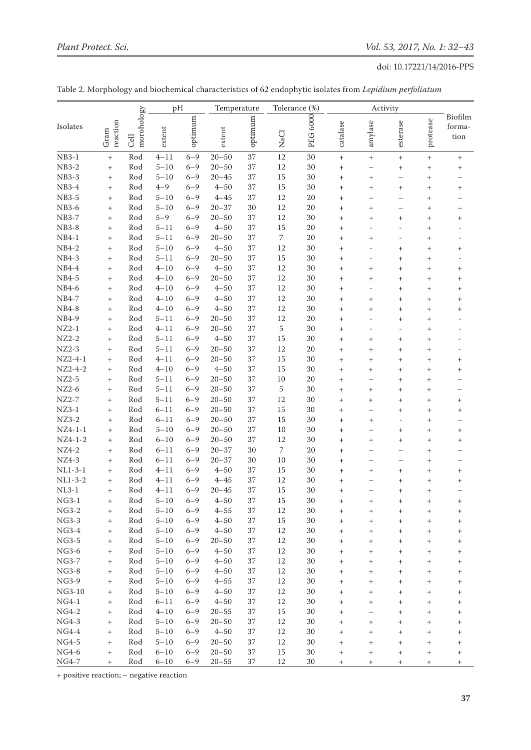Table 2. Morphology and biochemical characteristics of 62 endophytic isolates from *Lepidium perfoliatum*

| Isolates | Gram reaction | Cell morohology | pH | | Temperature | | Tolerance (%) | | Activity | | | | Biofilm formation |
|---|---|---|---|---|---|---|---|---|---|---|---|---|---|
| | | | extent | optimum | extent | optimum | NaCl | PEG 6000 | catalase | amylase | esterase | protease | |
| NB3-1 | + | Rod | 4–11 | 6–9 | 20–50 | 37 | 12 | 30 | + | + | + | + | + |
| NB3-2 | + | Rod | 5–10 | 6–9 | 20–50 | 37 | 12 | 30 | + | – | + | + | + |
| NB3-3 | + | Rod | 5–10 | 6–9 | 20–45 | 37 | 15 | 30 | + | + | – | + | – |
| NB3-4 | + | Rod | 4–9 | 6–9 | 4–50 | 37 | 15 | 30 | + | + | + | + | + |
| NB3-5 | + | Rod | 5–10 | 6–9 | 4–45 | 37 | 12 | 20 | + | – | – | + | – |
| NB3-6 | + | Rod | 5–10 | 6–9 | 20–37 | 30 | 12 | 20 | + | + | – | + | – |
| NB3-7 | + | Rod | 5–9 | 6–9 | 20–50 | 37 | 12 | 30 | + | + | + | + | + |
| NB3-8 | + | Rod | 5–11 | 6–9 | 4–50 | 37 | 15 | 20 | + | - | - | + | - |
| NB4-1 | + | Rod | 5–11 | 6–9 | 20–50 | 37 | 7 | 20 | + | + | - | + | - |
| NB4-2 | + | Rod | 5–10 | 6–9 | 4–50 | 37 | 12 | 30 | + | - | + | + | + |
| NB4-3 | + | Rod | 5–11 | 6–9 | 20–50 | 37 | 15 | 30 | + | - | + | + | - |
| NB4-4 | + | Rod | 4–10 | 6–9 | 4–50 | 37 | 12 | 30 | + | + | + | + | + |
| NB4-5 | + | Rod | 4–10 | 6–9 | 20–50 | 37 | 12 | 30 | + | + | + | + | + |
| NB4-6 | + | Rod | 4–10 | 6–9 | 4–50 | 37 | 12 | 30 | + | - | + | + | + |
| NB4-7 | + | Rod | 4–10 | 6–9 | 4–50 | 37 | 12 | 30 | + | + | + | + | + |
| NB4-8 | + | Rod | 4–10 | 6–9 | 4–50 | 37 | 12 | 30 | + | + | + | + | + |
| NB4-9 | + | Rod | 5–11 | 6–9 | 20–50 | 37 | 12 | 20 | + | - | + | + | - |
| NZ2-1 | + | Rod | 4–11 | 6–9 | 20–50 | 37 | 5 | 30 | + | - | - | + | - |
| NZ2-2 | + | Rod | 5–11 | 6–9 | 4–50 | 37 | 15 | 30 | + | + | + | + | - |
| NZ2-3 | + | Rod | 5–11 | 6–9 | 20–50 | 37 | 12 | 20 | + | + | + | + | - |
| NZ2-4-1 | + | Rod | 4–11 | 6–9 | 20–50 | 37 | 15 | 30 | + | + | + | + | + |
| NZ2-4-2 | + | Rod | 4–10 | 6–9 | 4–50 | 37 | 15 | 30 | + | + | + | + | + |
| NZ2-5 | + | Rod | 5–11 | 6–9 | 20–50 | 37 | 10 | 20 | + | – | + | + | – |
| NZ2-6 | + | Rod | 5–11 | 6–9 | 20–50 | 37 | 5 | 30 | + | + | + | + | – |
| NZ2-7 | + | Rod | 5–11 | 6–9 | 20–50 | 37 | 12 | 30 | + | + | + | + | + |
| NZ3-1 | + | Rod | 6–11 | 6–9 | 20–50 | 37 | 15 | 30 | + | – | + | + | + |
| NZ3-2 | + | Rod | 6–11 | 6–9 | 20–50 | 37 | 15 | 30 | + | + | - | + | – |
| NZ4-1-1 | + | Rod | 5–10 | 6–9 | 20–50 | 37 | 10 | 30 | + | – | + | + | + |
| NZ4-1-2 | + | Rod | 6–10 | 6–9 | 20–50 | 37 | 12 | 30 | + | + | + | + | + |
| NZ4-2 | + | Rod | 6–11 | 6–9 | 20–37 | 30 | 7 | 20 | + | – | – | + | – |
| NZ4-3 | + | Rod | 6–11 | 6–9 | 20–37 | 30 | 10 | 30 | + | – | – | + | – |
| NL1-3-1 | + | Rod | 4–11 | 6–9 | 4–50 | 37 | 15 | 30 | + | + | + | + | + |
| NL1-3-2 | + | Rod | 4–11 | 6–9 | 4–45 | 37 | 12 | 30 | + | – | + | + | + |
| NL3-1 | + | Rod | 4–11 | 6–9 | 20–45 | 37 | 15 | 30 | + | – | + | + | – |
| NG3-1 | + | Rod | 5–10 | 6–9 | 4–50 | 37 | 15 | 30 | + | + | + | + | + |
| NG3-2 | + | Rod | 5–10 | 6–9 | 4–55 | 37 | 12 | 30 | + | + | + | + | + |
| NG3-3 | + | Rod | 5–10 | 6–9 | 4–50 | 37 | 15 | 30 | + | + | + | + | + |
| NG3-4 | + | Rod | 5–10 | 6–9 | 4–50 | 37 | 12 | 30 | + | + | + | + | + |
| NG3-5 | + | Rod | 5–10 | 6–9 | 20–50 | 37 | 12 | 30 | + | + | + | + | + |
| NG3-6 | + | Rod | 5–10 | 6–9 | 4–50 | 37 | 12 | 30 | + | + | + | + | + |
| NG3-7 | + | Rod | 5–10 | 6–9 | 4–50 | 37 | 12 | 30 | + | + | + | + | + |
| NG3-8 | + | Rod | 5–10 | 6–9 | 4–50 | 37 | 12 | 30 | + | + | + | + | + |
| NG3-9 | + | Rod | 5–10 | 6–9 | 4–55 | 37 | 12 | 30 | + | + | + | + | + |
| NG3-10 | + | Rod | 5–10 | 6–9 | 4–50 | 37 | 12 | 30 | + | + | + | + | + |
| NG4-1 | + | Rod | 6–11 | 6–9 | 4–50 | 37 | 12 | 30 | + | + | + | + | + |
| NG4-2 | + | Rod | 4–10 | 6–9 | 20–55 | 37 | 15 | 30 | + | – | + | + | + |
| NG4-3 | + | Rod | 5–10 | 6–9 | 20–50 | 37 | 12 | 30 | + | + | + | + | + |
| NG4-4 | + | Rod | 5–10 | 6–9 | 4–50 | 37 | 12 | 30 | + | + | + | + | + |
| NG4-5 | + | Rod | 5–10 | 6–9 | 20–50 | 37 | 12 | 30 | + | + | + | + | + |
| NG4-6 | + | Rod | 6–10 | 6–9 | 20–50 | 37 | 15 | 30 | + | + | + | + | + |
| NG4-7 | + | Rod | 6–10 | 6–9 | 20–55 | 37 | 12 | 30 | + | + | + | + | + |

+ positive reaction; – negative reaction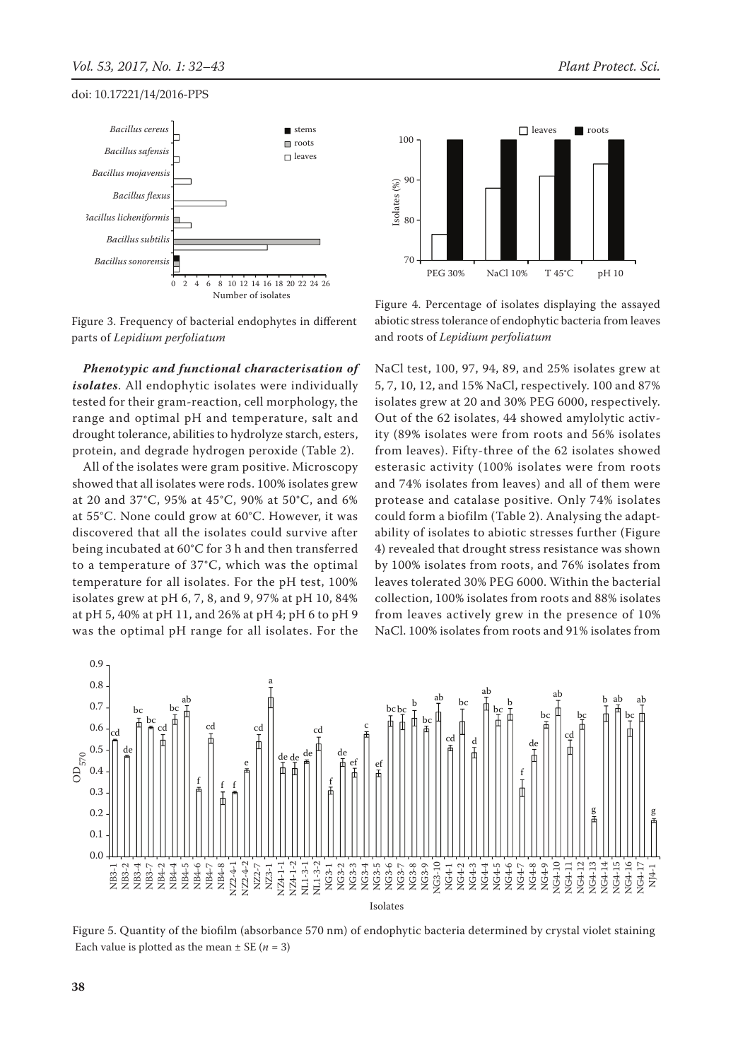Figure 3. Frequency of bacterial endophytes in different parts of *Lepidium perfoliatum*

Figure 4. Percentage of isolates displaying the assayed abiotic stress tolerance of endophytic bacteria from leaves and roots of *Lepidium perfoliatum*

***Phenotypic and functional characterisation of isolates***. All endophytic isolates were individually tested for their gram-reaction, cell morphology, the range and optimal pH and temperature, salt and drought tolerance, abilities to hydrolyze starch, esters, protein, and degrade hydrogen peroxide (Table 2).

All of the isolates were gram positive. Microscopy showed that all isolates were rods. 100% isolates grew at 20 and 37°C, 95% at 45°C, 90% at 50°C, and 6% at 55°C. None could grow at 60°C. However, it was discovered that all the isolates could survive after being incubated at 60°C for 3 h and then transferred to a temperature of 37°C, which was the optimal temperature for all isolates. For the pH test, 100% isolates grew at pH 6, 7, 8, and 9, 97% at pH 10, 84% at pH 5, 40% at pH 11, and 26% at pH 4; pH 6 to pH 9 was the optimal pH range for all isolates. For the NaCl test, 100, 97, 94, 89, and 25% isolates grew at 5, 7, 10, 12, and 15% NaCl, respectively. 100 and 87% isolates grew at 20 and 30% PEG 6000, respectively. Out of the 62 isolates, 44 showed amylolytic activity (89% isolates were from roots and 56% isolates from leaves). Fifty-three of the 62 isolates showed esterasic activity (100% isolates were from roots and 74% isolates from leaves) and all of them were protease and catalase positive. Only 74% isolates could form a biofilm (Table 2). Analysing the adaptability of isolates to abiotic stresses further (Figure 4) revealed that drought stress resistance was shown by 100% isolates from roots, and 76% isolates from leaves tolerated 30% PEG 6000. Within the bacterial collection, 100% isolates from roots and 88% isolates from leaves actively grew in the presence of 10% NaCl. 100% isolates from roots and 91% isolates from

Figure 5. Quantity of the biofilm (absorbance 570 nm) of endophytic bacteria determined by crystal violet staining
Each value is plotted as the mean ± SE ($n$ = 3)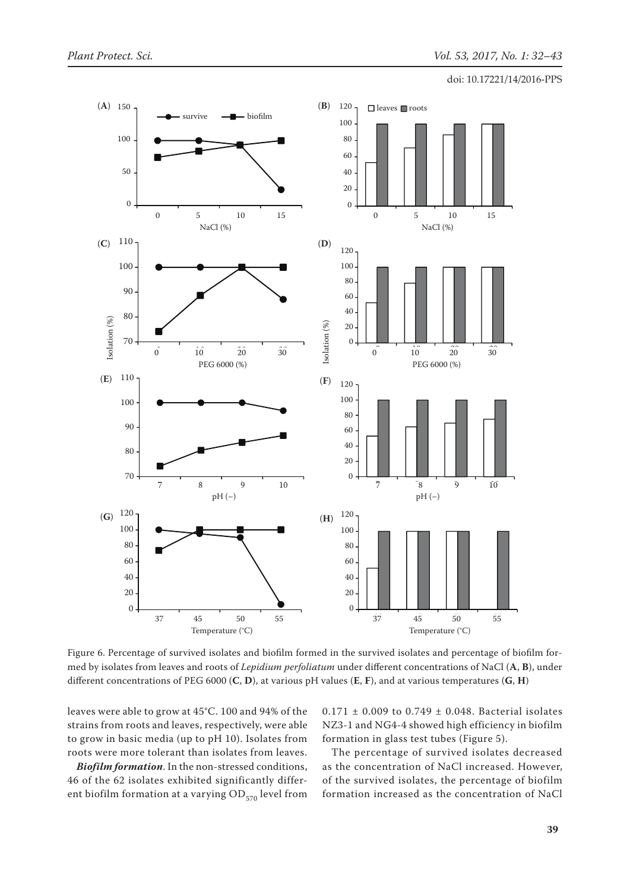Figure 6. Percentage of survived isolates and biofilm formed in the survived isolates and percentage of biofilm formed by isolates from leaves and roots of *Lepidium perfoliatum* under different concentrations of NaCl (**A**, **B**), under different concentrations of PEG 6000 (**C**, **D**), at various pH values (**E**, **F**), and at various temperatures (**G**, **H**)

leaves were able to grow at 45°C. 100 and 94% of the strains from roots and leaves, respectively, were able to grow in basic media (up to pH 10). Isolates from roots were more tolerant than isolates from leaves.

***Biofilm formation***. In the non-stressed conditions, 46 of the 62 isolates exhibited significantly different biofilm formation at a varying $OD_{570}$ level from $0.171 \pm 0.009$ to $0.749 \pm 0.048$. Bacterial isolates NZ3-1 and NG4-4 showed high efficiency in biofilm formation in glass test tubes (Figure 5).

The percentage of survived isolates decreased as the concentration of NaCl increased. However, of the survived isolates, the percentage of biofilm formation increased as the concentration of NaCl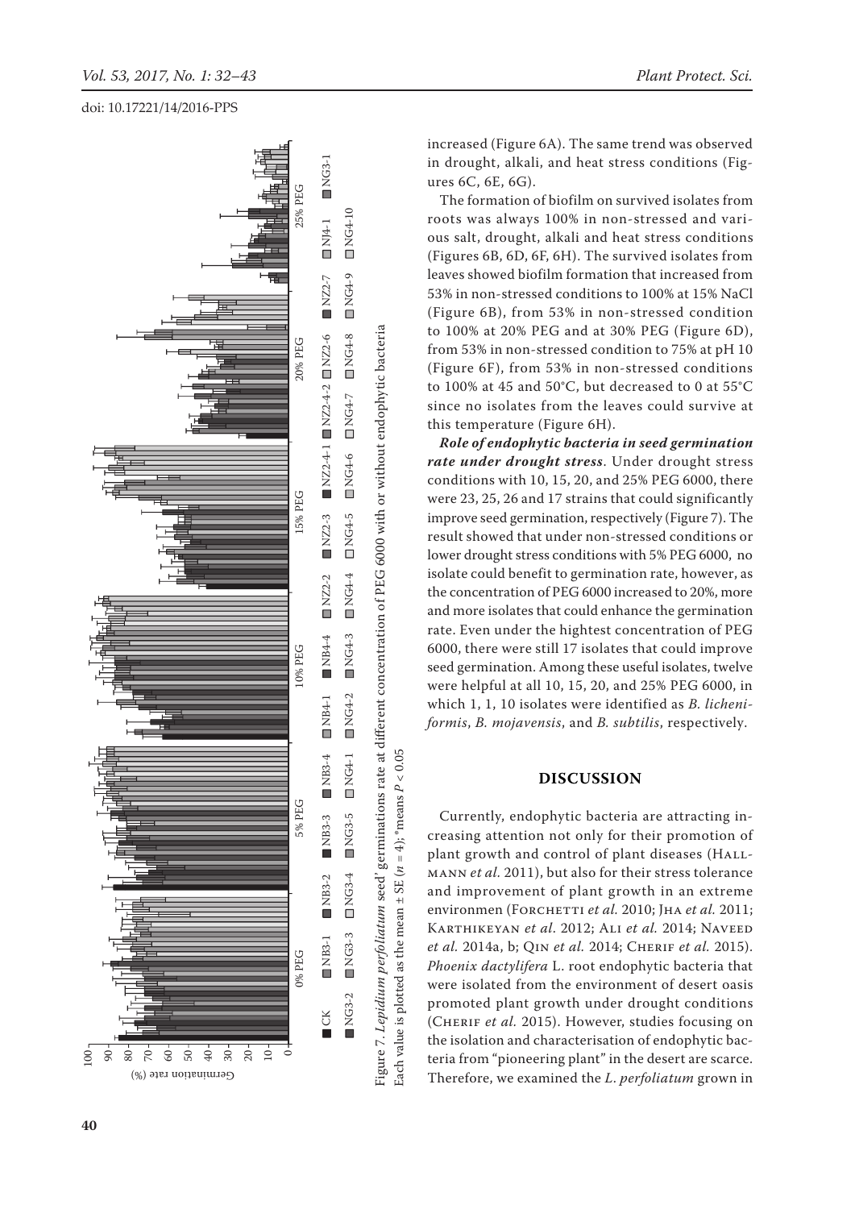Figure 7. *Lepidium perfoliatum* seed' germinations rate at different concentration of PEG 6000 with or without endophytic bacteria

Each value is plotted as the mean ± SE ($n$ = 4); *means $P$ < 0.05

increased (Figure 6A). The same trend was observed in drought, alkali, and heat stress conditions (Figures 6C, 6E, 6G).

The formation of biofilm on survived isolates from roots was always 100% in non-stressed and various salt, drought, alkali and heat stress conditions (Figures 6B, 6D, 6F, 6H). The survived isolates from leaves showed biofilm formation that increased from 53% in non-stressed conditions to 100% at 15% NaCl (Figure 6B), from 53% in non-stressed condition to 100% at 20% PEG and at 30% PEG (Figure 6D), from 53% in non-stressed condition to 75% at pH 10 (Figure 6F), from 53% in non-stressed conditions to 100% at 45 and 50°C, but decreased to 0 at 55°C since no isolates from the leaves could survive at this temperature (Figure 6H).

***Role of endophytic bacteria in seed germination rate under drought stress***. Under drought stress conditions with 10, 15, 20, and 25% PEG 6000, there were 23, 25, 26 and 17 strains that could significantly improve seed germination, respectively (Figure 7). The result showed that under non-stressed conditions or lower drought stress conditions with 5% PEG 6000, no isolate could benefit to germination rate, however, as the concentration of PEG 6000 increased to 20%, more and more isolates that could enhance the germination rate. Even under the hightest concentration of PEG 6000, there were still 17 isolates that could improve seed germination. Among these useful isolates, twelve were helpful at all 10, 15, 20, and 25% PEG 6000, in which 1, 1, 10 isolates were identified as *B. licheniformis*, *B. mojavensis*, and *B. subtilis*, respectively.

## DISCUSSION

Currently, endophytic bacteria are attracting increasing attention not only for their promotion of plant growth and control of plant diseases (Hallmann *et al.* 2011), but also for their stress tolerance and improvement of plant growth in an extreme environmen (Forchetti *et al.* 2010; Jha *et al.* 2011; Karthikeyan *et al.* 2012; Ali *et al.* 2014; Naveed *et al.* 2014a, b; Qin *et al.* 2014; Cherif *et al.* 2015). *Phoenix dactylifera* L. root endophytic bacteria that were isolated from the environment of desert oasis promoted plant growth under drought conditions (Cherif *et al.* 2015). However, studies focusing on the isolation and characterisation of endophytic bacteria from "pioneering plant" in the desert are scarce. Therefore, we examined the *L. perfoliatum* grown in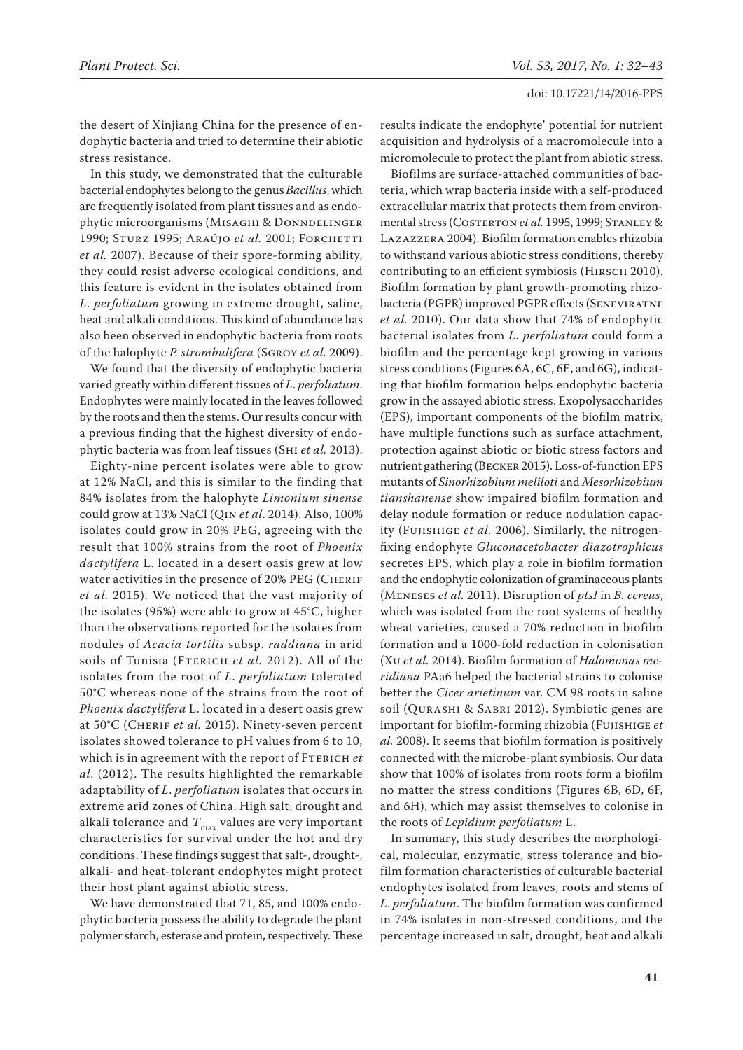the desert of Xinjiang China for the presence of endophytic bacteria and tried to determine their abiotic stress resistance.

In this study, we demonstrated that the culturable bacterial endophytes belong to the genus *Bacillus*, which are frequently isolated from plant tissues and as endophytic microorganisms (Misaghi & Donndelinger 1990; Sturz 1995; Araújo *et al.* 2001; Forchetti *et al.* 2007). Because of their spore-forming ability, they could resist adverse ecological conditions, and this feature is evident in the isolates obtained from *L. perfoliatum* growing in extreme drought, saline, heat and alkali conditions. This kind of abundance has also been observed in endophytic bacteria from roots of the halophyte *P. strombulifera* (Sgroy *et al.* 2009).

We found that the diversity of endophytic bacteria varied greatly within different tissues of *L. perfoliatum*. Endophytes were mainly located in the leaves followed by the roots and then the stems. Our results concur with a previous finding that the highest diversity of endophytic bacteria was from leaf tissues (Shi *et al.* 2013).

Eighty-nine percent isolates were able to grow at 12% NaCl, and this is similar to the finding that 84% isolates from the halophyte *Limonium sinense* could grow at 13% NaCl (Qin *et al*. 2014). Also, 100% isolates could grow in 20% PEG, agreeing with the result that 100% strains from the root of *Phoenix dactylifera* L. located in a desert oasis grew at low water activities in the presence of 20% PEG (Cherif *et al.* 2015). We noticed that the vast majority of the isolates (95%) were able to grow at 45°C, higher than the observations reported for the isolates from nodules of *Acacia tortilis* subsp. *raddiana* in arid soils of Tunisia (Fterich *et al.* 2012). All of the isolates from the root of *L. perfoliatum* tolerated 50°C whereas none of the strains from the root of *Phoenix dactylifera* L. located in a desert oasis grew at 50°C (Cherif *et al.* 2015). Ninety-seven percent isolates showed tolerance to pH values from 6 to 10, which is in agreement with the report of Fterich *et al*. (2012). The results highlighted the remarkable adaptability of *L. perfoliatum* isolates that occurs in extreme arid zones of China. High salt, drought and alkali tolerance and $T_{max}$ values are very important characteristics for survival under the hot and dry conditions. These findings suggest that salt-, drought-, alkali- and heat-tolerant endophytes might protect their host plant against abiotic stress.

We have demonstrated that 71, 85, and 100% endophytic bacteria possess the ability to degrade the plant polymer starch, esterase and protein, respectively. These results indicate the endophyte' potential for nutrient acquisition and hydrolysis of a macromolecule into a micromolecule to protect the plant from abiotic stress.

Biofilms are surface-attached communities of bacteria, which wrap bacteria inside with a self-produced extracellular matrix that protects them from environmental stress (Costerton *et al.* 1995, 1999; Stanley & Lazazzera 2004). Biofilm formation enables rhizobia to withstand various abiotic stress conditions, thereby contributing to an efficient symbiosis (Hirsch 2010). Biofilm formation by plant growth-promoting rhizobacteria (PGPR) improved PGPR effects (Seneviratne *et al.* 2010). Our data show that 74% of endophytic bacterial isolates from *L. perfoliatum* could form a biofilm and the percentage kept growing in various stress conditions (Figures 6A, 6C, 6E, and 6G), indicating that biofilm formation helps endophytic bacteria grow in the assayed abiotic stress. Exopolysaccharides (EPS), important components of the biofilm matrix, have multiple functions such as surface attachment, protection against abiotic or biotic stress factors and nutrient gathering (Becker 2015). Loss-of-function EPS mutants of *Sinorhizobium meliloti* and *Mesorhizobium tianshanense* show impaired biofilm formation and delay nodule formation or reduce nodulation capacity (Fujishige *et al.* 2006). Similarly, the nitrogen-fixing endophyte *Gluconacetobacter diazotrophicus* secretes EPS, which play a role in biofilm formation and the endophytic colonization of graminaceous plants (Meneses *et al.* 2011). Disruption of *ptsI* in *B. cereus*, which was isolated from the root systems of healthy wheat varieties, caused a 70% reduction in biofilm formation and a 1000-fold reduction in colonisation (Xu *et al.* 2014). Biofilm formation of *Halomonas meridiana* PAa6 helped the bacterial strains to colonise better the *Cicer arietinum* var. CM 98 roots in saline soil (Qurashi & Sabri 2012). Symbiotic genes are important for biofilm-forming rhizobia (Fujishige *et al.* 2008). It seems that biofilm formation is positively connected with the microbe-plant symbiosis. Our data show that 100% of isolates from roots form a biofilm no matter the stress conditions (Figures 6B, 6D, 6F, and 6H), which may assist themselves to colonise in the roots of *Lepidium perfoliatum* L.

In summary, this study describes the morphological, molecular, enzymatic, stress tolerance and biofilm formation characteristics of culturable bacterial endophytes isolated from leaves, roots and stems of *L. perfoliatum*. The biofilm formation was confirmed in 74% isolates in non-stressed conditions, and the percentage increased in salt, drought, heat and alkali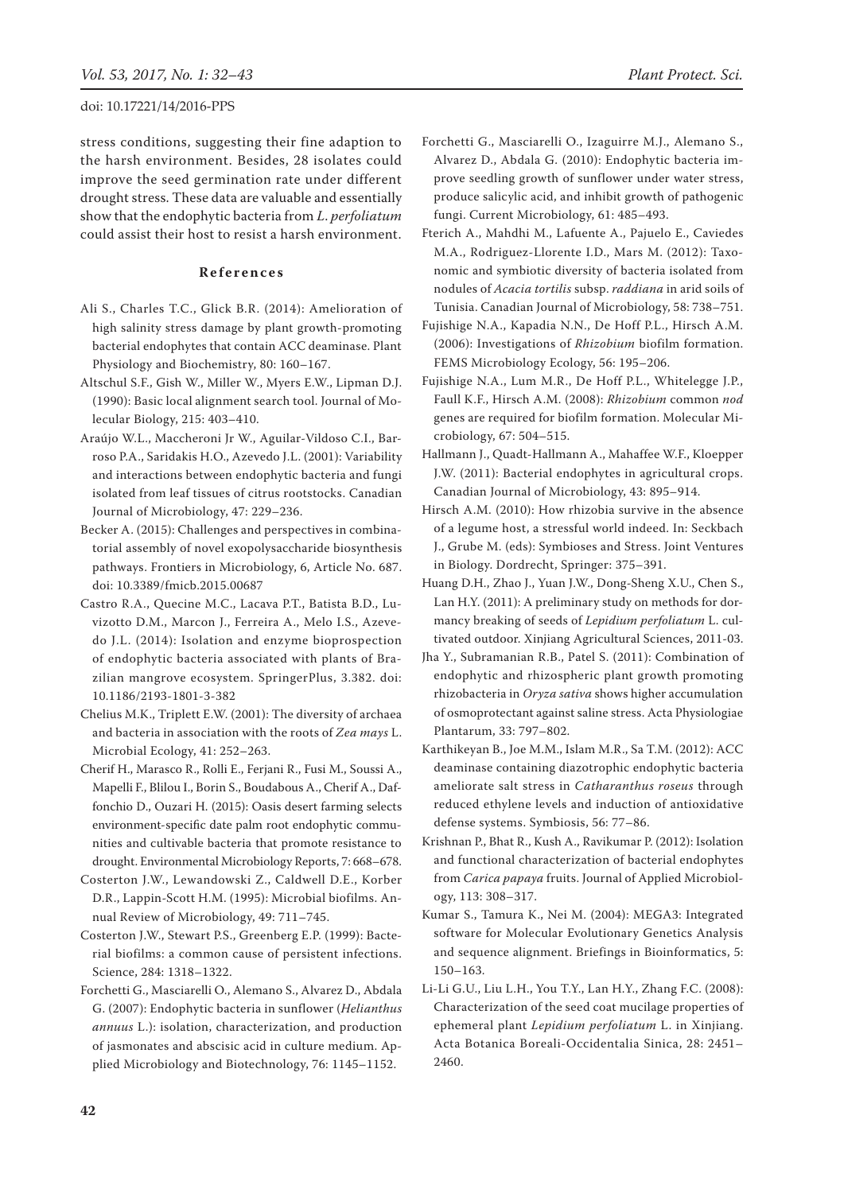stress conditions, suggesting their fine adaption to the harsh environment. Besides, 28 isolates could improve the seed germination rate under different drought stress. These data are valuable and essentially show that the endophytic bacteria from *L. perfoliatum* could assist their host to resist a harsh environment.

## References

Ali S., Charles T.C., Glick B.R. (2014): Amelioration of high salinity stress damage by plant growth-promoting bacterial endophytes that contain ACC deaminase. Plant Physiology and Biochemistry, 80: 160–167.

Altschul S.F., Gish W., Miller W., Myers E.W., Lipman D.J. (1990): Basic local alignment search tool. Journal of Molecular Biology, 215: 403–410.

Araújo W.L., Maccheroni Jr W., Aguilar-Vildoso C.I., Barroso P.A., Saridakis H.O., Azevedo J.L. (2001): Variability and interactions between endophytic bacteria and fungi isolated from leaf tissues of citrus rootstocks. Canadian Journal of Microbiology, 47: 229–236.

Becker A. (2015): Challenges and perspectives in combinatorial assembly of novel exopolysaccharide biosynthesis pathways. Frontiers in Microbiology, 6, Article No. 687. doi: 10.3389/fmicb.2015.00687

Castro R.A., Quecine M.C., Lacava P.T., Batista B.D., Luvizotto D.M., Marcon J., Ferreira A., Melo I.S., Azevedo J.L. (2014): Isolation and enzyme bioprospection of endophytic bacteria associated with plants of Brazilian mangrove ecosystem. SpringerPlus, 3.382. doi: 10.1186/2193-1801-3-382

Chelius M.K., Triplett E.W. (2001): The diversity of archaea and bacteria in association with the roots of *Zea mays* L. Microbial Ecology, 41: 252–263.

Cherif H., Marasco R., Rolli E., Ferjani R., Fusi M., Soussi A., Mapelli F., Blilou I., Borin S., Boudabous A., Cherif A., Daffonchio D., Ouzari H. (2015): Oasis desert farming selects environment-specific date palm root endophytic communities and cultivable bacteria that promote resistance to drought. Environmental Microbiology Reports, 7: 668–678.

Costerton J.W., Lewandowski Z., Caldwell D.E., Korber D.R., Lappin-Scott H.M. (1995): Microbial biofilms. Annual Review of Microbiology, 49: 711–745.

Costerton J.W., Stewart P.S., Greenberg E.P. (1999): Bacterial biofilms: a common cause of persistent infections. Science, 284: 1318–1322.

Forchetti G., Masciarelli O., Alemano S., Alvarez D., Abdala G. (2007): Endophytic bacteria in sunflower (*Helianthus annuus* L.): isolation, characterization, and production of jasmonates and abscisic acid in culture medium. Applied Microbiology and Biotechnology, 76: 1145–1152.

Forchetti G., Masciarelli O., Izaguirre M.J., Alemano S., Alvarez D., Abdala G. (2010): Endophytic bacteria improve seedling growth of sunflower under water stress, produce salicylic acid, and inhibit growth of pathogenic fungi. Current Microbiology, 61: 485–493.

Fterich A., Mahdhi M., Lafuente A., Pajuelo E., Caviedes M.A., Rodriguez-Llorente I.D., Mars M. (2012): Taxonomic and symbiotic diversity of bacteria isolated from nodules of *Acacia tortilis* subsp. *raddiana* in arid soils of Tunisia. Canadian Journal of Microbiology, 58: 738–751.

Fujishige N.A., Kapadia N.N., De Hoff P.L., Hirsch A.M. (2006): Investigations of *Rhizobium* biofilm formation. FEMS Microbiology Ecology, 56: 195–206.

Fujishige N.A., Lum M.R., De Hoff P.L., Whitelegge J.P., Faull K.F., Hirsch A.M. (2008): *Rhizobium* common *nod* genes are required for biofilm formation. Molecular Microbiology, 67: 504–515.

Hallmann J., Quadt-Hallmann A., Mahaffee W.F., Kloepper J.W. (2011): Bacterial endophytes in agricultural crops. Canadian Journal of Microbiology, 43: 895–914.

Hirsch A.M. (2010): How rhizobia survive in the absence of a legume host, a stressful world indeed. In: Seckbach J., Grube M. (eds): Symbioses and Stress. Joint Ventures in Biology. Dordrecht, Springer: 375–391.

Huang D.H., Zhao J., Yuan J.W., Dong-Sheng X.U., Chen S., Lan H.Y. (2011): A preliminary study on methods for dormancy breaking of seeds of *Lepidium perfoliatum* L. cultivated outdoor. Xinjiang Agricultural Sciences, 2011-03.

Jha Y., Subramanian R.B., Patel S. (2011): Combination of endophytic and rhizospheric plant growth promoting rhizobacteria in *Oryza sativa* shows higher accumulation of osmoprotectant against saline stress. Acta Physiologiae Plantarum, 33: 797–802.

Karthikeyan B., Joe M.M., Islam M.R., Sa T.M. (2012): ACC deaminase containing diazotrophic endophytic bacteria ameliorate salt stress in *Catharanthus roseus* through reduced ethylene levels and induction of antioxidative defense systems. Symbiosis, 56: 77–86.

Krishnan P., Bhat R., Kush A., Ravikumar P. (2012): Isolation and functional characterization of bacterial endophytes from *Carica papaya* fruits. Journal of Applied Microbiology, 113: 308–317.

Kumar S., Tamura K., Nei M. (2004): MEGA3: Integrated software for Molecular Evolutionary Genetics Analysis and sequence alignment. Briefings in Bioinformatics, 5: 150–163.

Li-Li G.U., Liu L.H., You T.Y., Lan H.Y., Zhang F.C. (2008): Characterization of the seed coat mucilage properties of ephemeral plant *Lepidium perfoliatum* L. in Xinjiang. Acta Botanica Boreali-Occidentalia Sinica, 28: 2451–2460.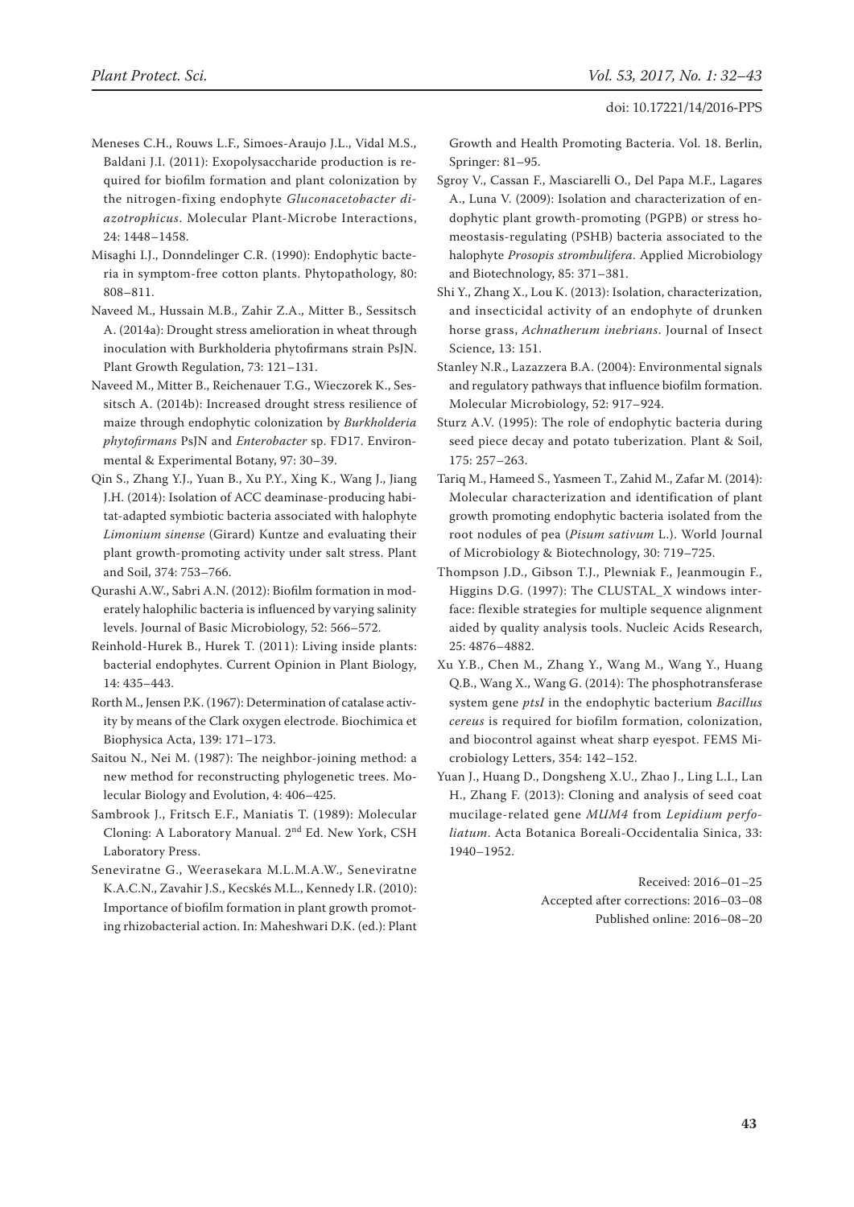Meneses C.H., Rouws L.F., Simoes-Araujo J.L., Vidal M.S., Baldani J.I. (2011): Exopolysaccharide production is required for biofilm formation and plant colonization by the nitrogen-fixing endophyte *Gluconacetobacter diazotrophicus*. Molecular Plant-Microbe Interactions, 24: 1448–1458.

Misaghi I.J., Donndelinger C.R. (1990): Endophytic bacteria in symptom-free cotton plants. Phytopathology, 80: 808–811.

Naveed M., Hussain M.B., Zahir Z.A., Mitter B., Sessitsch A. (2014a): Drought stress amelioration in wheat through inoculation with Burkholderia phytofirmans strain PsJN. Plant Growth Regulation, 73: 121–131.

Naveed M., Mitter B., Reichenauer T.G., Wieczorek K., Sessitsch A. (2014b): Increased drought stress resilience of maize through endophytic colonization by *Burkholderia phytofirmans* PsJN and *Enterobacter* sp. FD17. Environmental & Experimental Botany, 97: 30–39.

Qin S., Zhang Y.J., Yuan B., Xu P.Y., Xing K., Wang J., Jiang J.H. (2014): Isolation of ACC deaminase-producing habitat-adapted symbiotic bacteria associated with halophyte *Limonium sinense* (Girard) Kuntze and evaluating their plant growth-promoting activity under salt stress. Plant and Soil, 374: 753–766.

Qurashi A.W., Sabri A.N. (2012): Biofilm formation in moderately halophilic bacteria is influenced by varying salinity levels. Journal of Basic Microbiology, 52: 566–572.

Reinhold-Hurek B., Hurek T. (2011): Living inside plants: bacterial endophytes. Current Opinion in Plant Biology, 14: 435–443.

Rorth M., Jensen P.K. (1967): Determination of catalase activity by means of the Clark oxygen electrode. Biochimica et Biophysica Acta, 139: 171–173.

Saitou N., Nei M. (1987): The neighbor-joining method: a new method for reconstructing phylogenetic trees. Molecular Biology and Evolution, 4: 406–425.

Sambrook J., Fritsch E.F., Maniatis T. (1989): Molecular Cloning: A Laboratory Manual. 2nd Ed. New York, CSH Laboratory Press.

Seneviratne G., Weerasekara M.L.M.A.W., Seneviratne K.A.C.N., Zavahir J.S., Kecskés M.L., Kennedy I.R. (2010): Importance of biofilm formation in plant growth promoting rhizobacterial action. In: Maheshwari D.K. (ed.): Plant Growth and Health Promoting Bacteria. Vol. 18. Berlin, Springer: 81–95.

Sgroy V., Cassan F., Masciarelli O., Del Papa M.F., Lagares A., Luna V. (2009): Isolation and characterization of endophytic plant growth-promoting (PGPB) or stress homeostasis-regulating (PSHB) bacteria associated to the halophyte *Prosopis strombulifera*. Applied Microbiology and Biotechnology, 85: 371–381.

Shi Y., Zhang X., Lou K. (2013): Isolation, characterization, and insecticidal activity of an endophyte of drunken horse grass, *Achnatherum inebrians*. Journal of Insect Science, 13: 151.

Stanley N.R., Lazazzera B.A. (2004): Environmental signals and regulatory pathways that influence biofilm formation. Molecular Microbiology, 52: 917–924.

Sturz A.V. (1995): The role of endophytic bacteria during seed piece decay and potato tuberization. Plant & Soil, 175: 257–263.

Tariq M., Hameed S., Yasmeen T., Zahid M., Zafar M. (2014): Molecular characterization and identification of plant growth promoting endophytic bacteria isolated from the root nodules of pea (*Pisum sativum* L.). World Journal of Microbiology & Biotechnology, 30: 719–725.

Thompson J.D., Gibson T.J., Plewniak F., Jeanmougin F., Higgins D.G. (1997): The CLUSTAL_X windows interface: flexible strategies for multiple sequence alignment aided by quality analysis tools. Nucleic Acids Research, 25: 4876–4882.

Xu Y.B., Chen M., Zhang Y., Wang M., Wang Y., Huang Q.B., Wang X., Wang G. (2014): The phosphotransferase system gene *ptsI* in the endophytic bacterium *Bacillus cereus* is required for biofilm formation, colonization, and biocontrol against wheat sharp eyespot. FEMS Microbiology Letters, 354: 142–152.

Yuan J., Huang D., Dongsheng X.U., Zhao J., Ling L.I., Lan H., Zhang F. (2013): Cloning and analysis of seed coat mucilage-related gene *MUM4* from *Lepidium perfoliatum*. Acta Botanica Boreali-Occidentalia Sinica, 33: 1940–1952.

Received: 2016–01–25
Accepted after corrections: 2016–03–08
Published online: 2016–08–20